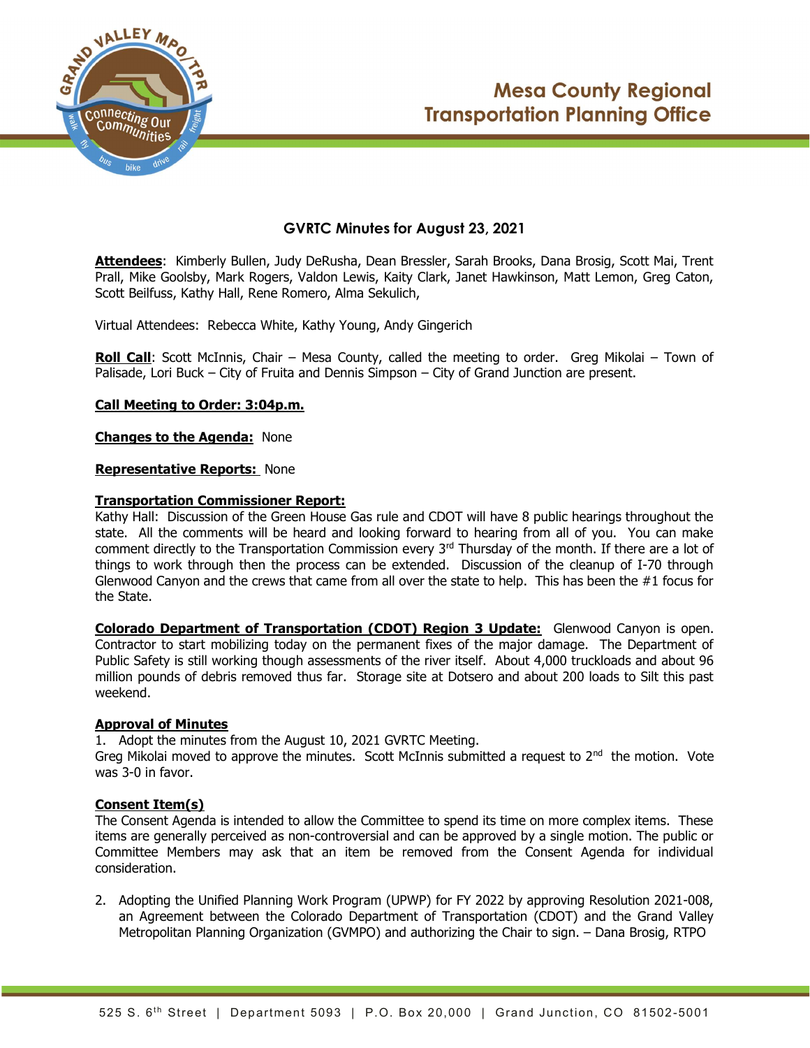Mesa County Regional Transportation Planning Office

## GVRTC Minutes for August 23, 2021

**Attendees**: Kimberly Bullen, Judy DeRusha, Dean Bressler, Sarah Brooks, Dana Brosig, Scott Mai, Trent Prall, Mike Goolsby, Mark Rogers, Valdon Lewis, Kaity Clark, Janet Hawkinson, Matt Lemon, Greg Caton, Scott Beilfuss, Kathy Hall, Rene Romero, Alma Sekulich,

Virtual Attendees: Rebecca White, Kathy Young, Andy Gingerich

**Roll Call**: Scott McInnis, Chair – Mesa County, called the meeting to order. Greg Mikolai – Town of Palisade, Lori Buck – City of Fruita and Dennis Simpson – City of Grand Junction are present.

**Call Meeting to Order: 3:04p.m.**

**Changes to the Agenda:** None

**Representative Reports:** None

**Transportation Commissioner Report:**
Kathy Hall: Discussion of the Green House Gas rule and CDOT will have 8 public hearings throughout the state. All the comments will be heard and looking forward to hearing from all of you. You can make comment directly to the Transportation Commission every 3rd Thursday of the month. If there are a lot of things to work through then the process can be extended. Discussion of the cleanup of I-70 through Glenwood Canyon and the crews that came from all over the state to help. This has been the #1 focus for the State.

**Colorado Department of Transportation (CDOT) Region 3 Update:** Glenwood Canyon is open. Contractor to start mobilizing today on the permanent fixes of the major damage. The Department of Public Safety is still working though assessments of the river itself. About 4,000 truckloads and about 96 million pounds of debris removed thus far. Storage site at Dotsero and about 200 loads to Silt this past weekend.

**Approval of Minutes**

1. Adopt the minutes from the August 10, 2021 GVRTC Meeting.

Greg Mikolai moved to approve the minutes. Scott McInnis submitted a request to 2nd the motion. Vote was 3-0 in favor.

**Consent Item(s)**
The Consent Agenda is intended to allow the Committee to spend its time on more complex items. These items are generally perceived as non-controversial and can be approved by a single motion. The public or Committee Members may ask that an item be removed from the Consent Agenda for individual consideration.

2. Adopting the Unified Planning Work Program (UPWP) for FY 2022 by approving Resolution 2021-008, an Agreement between the Colorado Department of Transportation (CDOT) and the Grand Valley Metropolitan Planning Organization (GVMPO) and authorizing the Chair to sign. – Dana Brosig, RTPO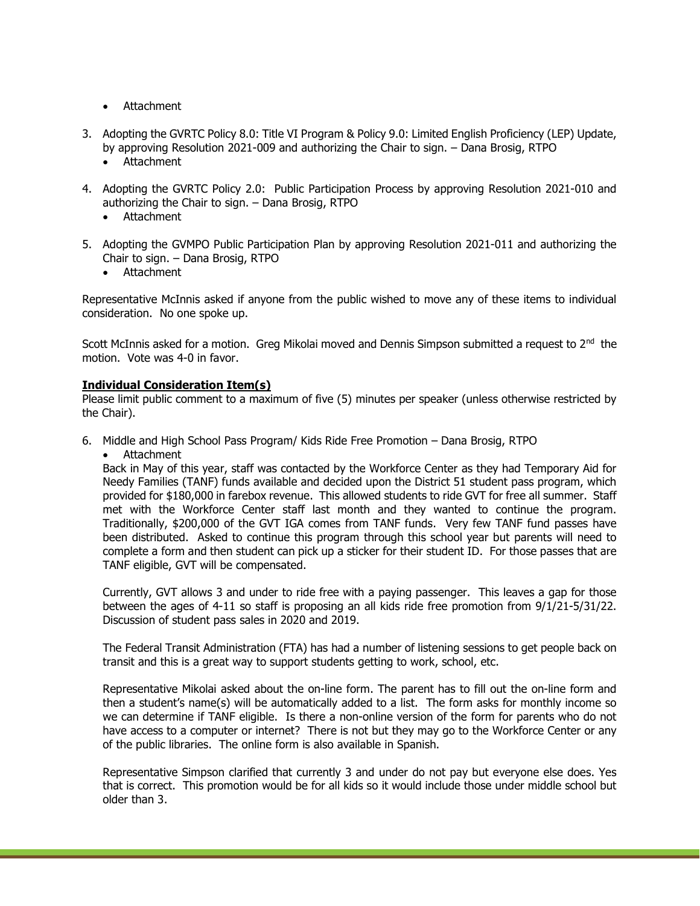- Attachment

3. Adopting the GVRTC Policy 8.0: Title VI Program & Policy 9.0: Limited English Proficiency (LEP) Update, by approving Resolution 2021-009 and authorizing the Chair to sign. – Dana Brosig, RTPO
   - Attachment

4. Adopting the GVRTC Policy 2.0: Public Participation Process by approving Resolution 2021-010 and authorizing the Chair to sign. – Dana Brosig, RTPO
   - Attachment

5. Adopting the GVMPO Public Participation Plan by approving Resolution 2021-011 and authorizing the Chair to sign. – Dana Brosig, RTPO
   - Attachment

Representative McInnis asked if anyone from the public wished to move any of these items to individual consideration. No one spoke up.

Scott McInnis asked for a motion. Greg Mikolai moved and Dennis Simpson submitted a request to 2nd the motion. Vote was 4-0 in favor.

**Individual Consideration Item(s)**

Please limit public comment to a maximum of five (5) minutes per speaker (unless otherwise restricted by the Chair).

6. Middle and High School Pass Program/ Kids Ride Free Promotion – Dana Brosig, RTPO
   - Attachment

   Back in May of this year, staff was contacted by the Workforce Center as they had Temporary Aid for Needy Families (TANF) funds available and decided upon the District 51 student pass program, which provided for $180,000 in farebox revenue. This allowed students to ride GVT for free all summer. Staff met with the Workforce Center staff last month and they wanted to continue the program. Traditionally, $200,000 of the GVT IGA comes from TANF funds. Very few TANF fund passes have been distributed. Asked to continue this program through this school year but parents will need to complete a form and then student can pick up a sticker for their student ID. For those passes that are TANF eligible, GVT will be compensated.

   Currently, GVT allows 3 and under to ride free with a paying passenger. This leaves a gap for those between the ages of 4-11 so staff is proposing an all kids ride free promotion from 9/1/21-5/31/22. Discussion of student pass sales in 2020 and 2019.

   The Federal Transit Administration (FTA) has had a number of listening sessions to get people back on transit and this is a great way to support students getting to work, school, etc.

   Representative Mikolai asked about the on-line form. The parent has to fill out the on-line form and then a student's name(s) will be automatically added to a list. The form asks for monthly income so we can determine if TANF eligible. Is there a non-online version of the form for parents who do not have access to a computer or internet? There is not but they may go to the Workforce Center or any of the public libraries. The online form is also available in Spanish.

   Representative Simpson clarified that currently 3 and under do not pay but everyone else does. Yes that is correct. This promotion would be for all kids so it would include those under middle school but older than 3.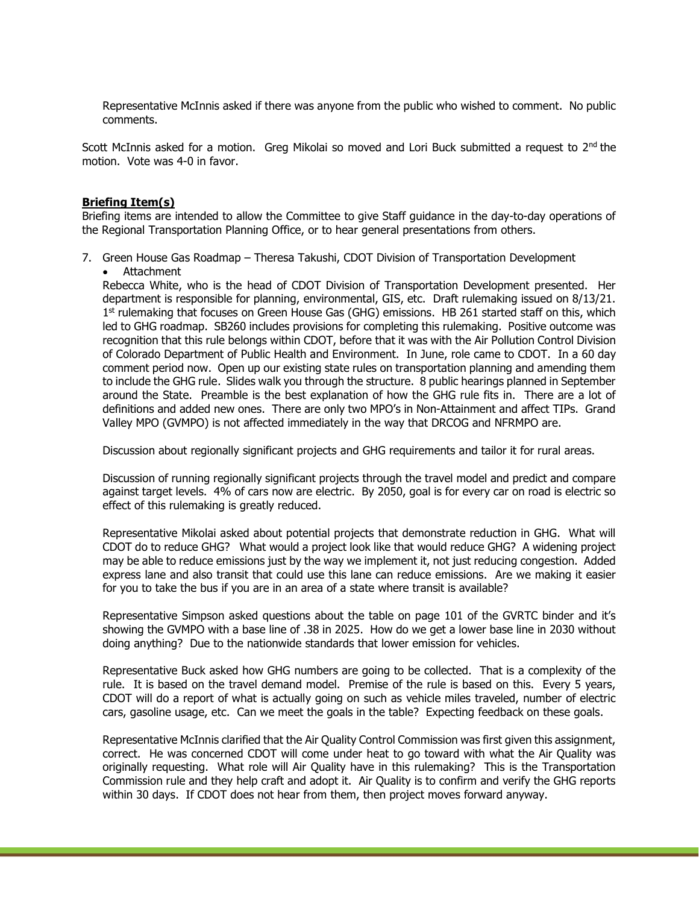Representative McInnis asked if there was anyone from the public who wished to comment. No public comments.

Scott McInnis asked for a motion. Greg Mikolai so moved and Lori Buck submitted a request to 2nd the motion. Vote was 4-0 in favor.

**Briefing Item(s)**

Briefing items are intended to allow the Committee to give Staff guidance in the day-to-day operations of the Regional Transportation Planning Office, or to hear general presentations from others.

7. Green House Gas Roadmap – Theresa Takushi, CDOT Division of Transportation Development
   - Attachment

   Rebecca White, who is the head of CDOT Division of Transportation Development presented. Her department is responsible for planning, environmental, GIS, etc. Draft rulemaking issued on 8/13/21. 1st rulemaking that focuses on Green House Gas (GHG) emissions. HB 261 started staff on this, which led to GHG roadmap. SB260 includes provisions for completing this rulemaking. Positive outcome was recognition that this rule belongs within CDOT, before that it was with the Air Pollution Control Division of Colorado Department of Public Health and Environment. In June, role came to CDOT. In a 60 day comment period now. Open up our existing state rules on transportation planning and amending them to include the GHG rule. Slides walk you through the structure. 8 public hearings planned in September around the State. Preamble is the best explanation of how the GHG rule fits in. There are a lot of definitions and added new ones. There are only two MPO's in Non-Attainment and affect TIPs. Grand Valley MPO (GVMPO) is not affected immediately in the way that DRCOG and NFRMPO are.

   Discussion about regionally significant projects and GHG requirements and tailor it for rural areas.

   Discussion of running regionally significant projects through the travel model and predict and compare against target levels. 4% of cars now are electric. By 2050, goal is for every car on road is electric so effect of this rulemaking is greatly reduced.

   Representative Mikolai asked about potential projects that demonstrate reduction in GHG. What will CDOT do to reduce GHG? What would a project look like that would reduce GHG? A widening project may be able to reduce emissions just by the way we implement it, not just reducing congestion. Added express lane and also transit that could use this lane can reduce emissions. Are we making it easier for you to take the bus if you are in an area of a state where transit is available?

   Representative Simpson asked questions about the table on page 101 of the GVRTC binder and it's showing the GVMPO with a base line of .38 in 2025. How do we get a lower base line in 2030 without doing anything? Due to the nationwide standards that lower emission for vehicles.

   Representative Buck asked how GHG numbers are going to be collected. That is a complexity of the rule. It is based on the travel demand model. Premise of the rule is based on this. Every 5 years, CDOT will do a report of what is actually going on such as vehicle miles traveled, number of electric cars, gasoline usage, etc. Can we meet the goals in the table? Expecting feedback on these goals.

   Representative McInnis clarified that the Air Quality Control Commission was first given this assignment, correct. He was concerned CDOT will come under heat to go toward with what the Air Quality was originally requesting. What role will Air Quality have in this rulemaking? This is the Transportation Commission rule and they help craft and adopt it. Air Quality is to confirm and verify the GHG reports within 30 days. If CDOT does not hear from them, then project moves forward anyway.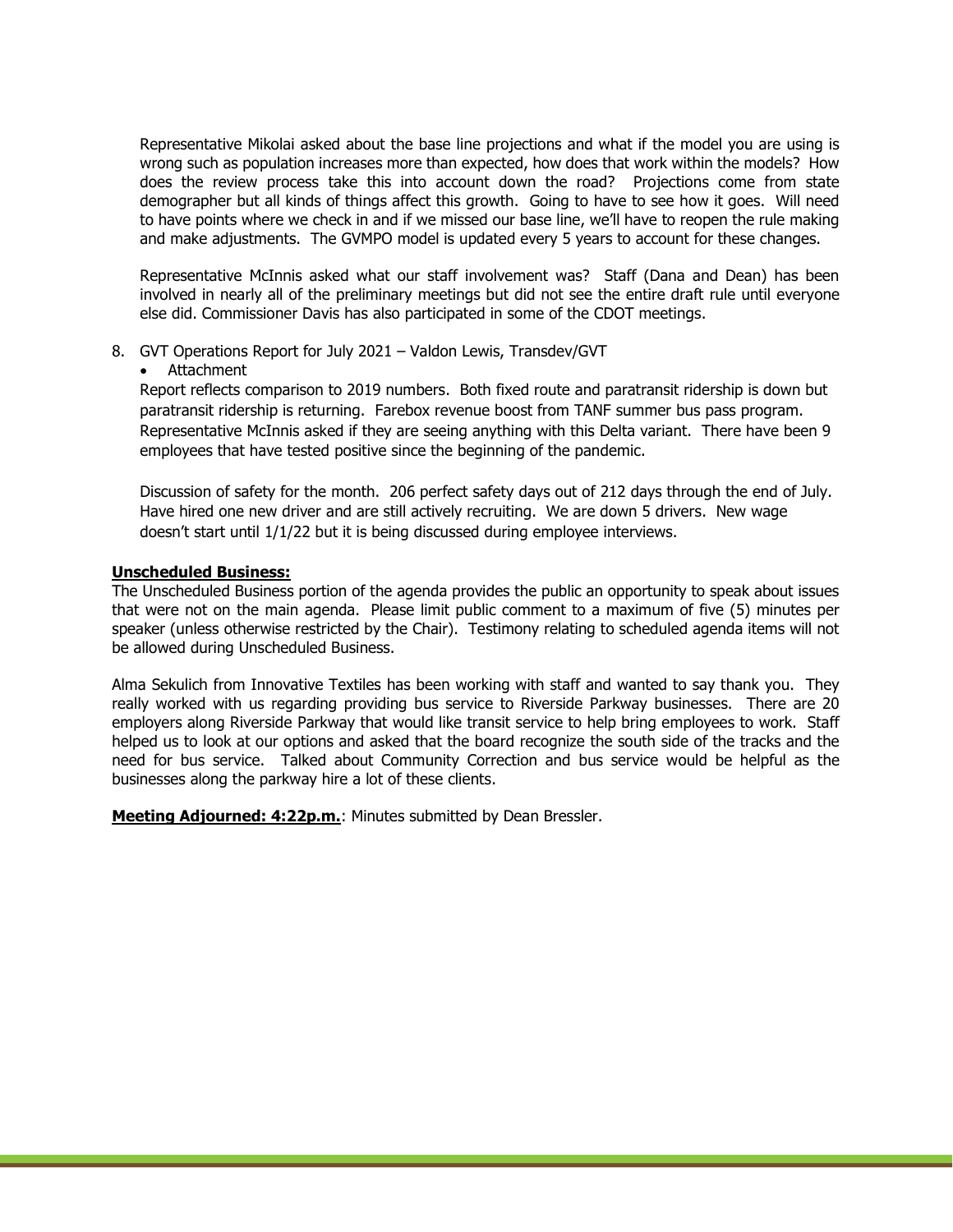Representative Mikolai asked about the base line projections and what if the model you are using is wrong such as population increases more than expected, how does that work within the models? How does the review process take this into account down the road? Projections come from state demographer but all kinds of things affect this growth. Going to have to see how it goes. Will need to have points where we check in and if we missed our base line, we'll have to reopen the rule making and make adjustments. The GVMPO model is updated every 5 years to account for these changes.

Representative McInnis asked what our staff involvement was? Staff (Dana and Dean) has been involved in nearly all of the preliminary meetings but did not see the entire draft rule until everyone else did. Commissioner Davis has also participated in some of the CDOT meetings.

8. GVT Operations Report for July 2021 – Valdon Lewis, Transdev/GVT
   - Attachment

   Report reflects comparison to 2019 numbers. Both fixed route and paratransit ridership is down but paratransit ridership is returning. Farebox revenue boost from TANF summer bus pass program. Representative McInnis asked if they are seeing anything with this Delta variant. There have been 9 employees that have tested positive since the beginning of the pandemic.

   Discussion of safety for the month. 206 perfect safety days out of 212 days through the end of July. Have hired one new driver and are still actively recruiting. We are down 5 drivers. New wage doesn't start until 1/1/22 but it is being discussed during employee interviews.

**Unscheduled Business:**

The Unscheduled Business portion of the agenda provides the public an opportunity to speak about issues that were not on the main agenda. Please limit public comment to a maximum of five (5) minutes per speaker (unless otherwise restricted by the Chair). Testimony relating to scheduled agenda items will not be allowed during Unscheduled Business.

Alma Sekulich from Innovative Textiles has been working with staff and wanted to say thank you. They really worked with us regarding providing bus service to Riverside Parkway businesses. There are 20 employers along Riverside Parkway that would like transit service to help bring employees to work. Staff helped us to look at our options and asked that the board recognize the south side of the tracks and the need for bus service. Talked about Community Correction and bus service would be helpful as the businesses along the parkway hire a lot of these clients.

**Meeting Adjourned: 4:22p.m.**: Minutes submitted by Dean Bressler.